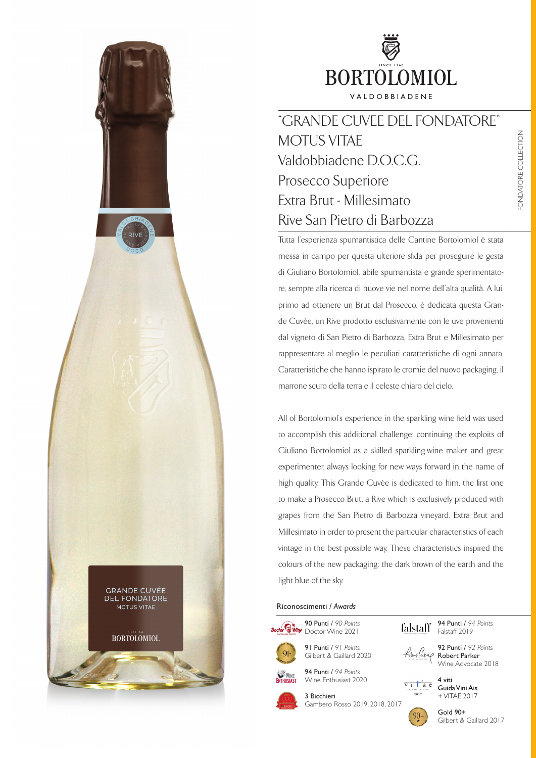BORTOLOMIOL

SINCE 1760

VALDOBBIADENE

FONDATORE COLLECTION

# "GRANDE CUVEE DEL FONDATORE"
# MOTUS VITAE
# Valdobbiadene D.O.C.G.
# Prosecco Superiore
# Extra Brut - Millesimato
# Rive San Pietro di Barbozza

Tutta l'esperienza spumantistica delle Cantine Bortolomiol è stata messa in campo per questa ulteriore sfida per proseguire le gesta di Giuliano Bortolomiol, abile spumantista e grande sperimentatore, sempre alla ricerca di nuove vie nel nome dell'alta qualità. A lui, primo ad ottenere un Brut dal Prosecco, è dedicata questa Grande Cuvèe, un Rive prodotto esclusivamente con le uve provenienti dal vigneto di San Pietro di Barbozza. Extra Brut e Millesimato per rappresentare al meglio le peculiari caratteristiche di ogni annata. Caratteristiche che hanno ispirato le cromie del nuovo packaging, il marrone scuro della terra e il celeste chiaro del cielo.

All of Bortolomiol's experience in the sparkling wine field was used to accomplish this additional challenge: continuing the exploits of Giuliano Bortolomiol as a skilled sparkling-wine maker and great experimenter, always looking for new ways forward in the name of high quality. This Grande Cuvèe is dedicated to him, the first one to make a Prosecco Brut, a Rive which is exclusively produced with grapes from the San Pietro di Barbozza vineyard. Extra Brut and Millesimato in order to present the particular characteristics of each vintage in the best possible way. These characteristics inspired the colours of the new packaging: the dark brown of the earth and the light blue of the sky.

## Riconoscimenti / *Awards*

- **90 Punti** / *90 Points* Doctor Wine 2021
- **91 Punti** / *91 Points* Gilbert & Gaillard 2020
- **94 Punti** / *94 Points* Wine Enthusiast 2020
- **3 Bicchieri** Gambero Rosso 2019, 2018, 2017
- **94 Punti** / *94 Points* Falstaff 2019
- **92 Punti** / *92 Points* Robert Parker Wine Advocate 2018
- **4 viti** Guida Vini Ais + VITAE 2017
- **Gold 90+** Gilbert & Gaillard 2017

GRANDE CUVÉE DEL FONDATORE

MOTUS VITAE

BORTOLOMIOL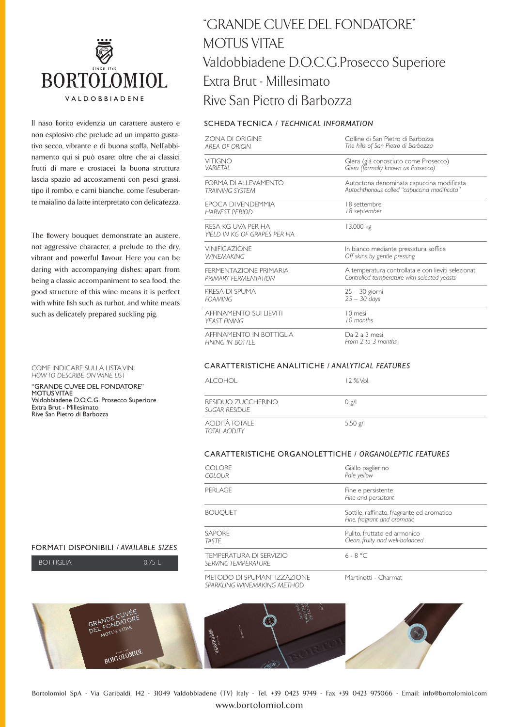BORTOLOMIOL

SINCE 1760

VALDOBBIADENE

# "GRANDE CUVEE DEL FONDATORE"
# MOTUS VITAE
# Valdobbiadene D.O.C.G.Prosecco Superiore
# Extra Brut - Millesimato
# Rive San Pietro di Barbozza

Il naso fiorito evidenzia un carattere austero e non esplosivo che prelude ad un impatto gustativo secco, vibrante e di buona stoffa. Nell'abbinamento qui si può osare: oltre che ai classici frutti di mare e crostacei, la buona struttura lascia spazio ad accostamenti con pesci grassi, tipo il rombo, e carni bianche, come l'esuberante maialino da latte interpretato con delicatezza.

The flowery bouquet demonstrate an austere, not aggressive character, a prelude to the dry, vibrant and powerful flavour. Here you can be daring with accompanying dishes: apart from being a classic accompaniment to sea food, the good structure of this wine means it is perfect with white fish such as turbot, and white meats such as delicately prepared suckling pig.

COME INDICARE SULLA LISTA VINI
*HOW TO DESCRIBE ON WINE LIST*

**"GRANDE CUVEE DEL FONDATORE"**
**MOTUS VITAE**
**Valdobbiadene D.O.C.G. Prosecco Superiore**
**Extra Brut - Millesimato**
**Rive San Pietro di Barbozza**

## SCHEDA TECNICA / *TECHNICAL INFORMATION*

| | |
|---|---|
| ZONA DI ORIGINE<br>*AREA OF ORIGIN* | Colline di San Pietro di Barbozza<br>*The hills of San Pietro di Barbozza* |
| VITIGNO<br>*VARIETAL* | Glera (già conosciuto come Prosecco)<br>*Glera (formally known as Prosecco)* |
| FORMA DI ALLEVAMENTO<br>*TRAINING SYSTEM* | Autoctona denominata capuccina modificata<br>*Autochthonous called "capuccina modificata"* |
| EPOCA DI VENDEMMIA<br>*HARVEST PERIOD* | 18 settembre<br>*18 september* |
| RESA KG UVA PER HA<br>*YIELD IN KG OF GRAPES PER HA.* | 13.000 kg |
| VINIFICAZIONE<br>*WINEMAKING* | In bianco mediante pressatura soffice<br>*Off skins by gentle pressing* |
| FERMENTAZIONE PRIMARIA<br>*PRIMARY FERMENTATION* | A temperatura controllata e con lieviti selezionati<br>*Controlled temperature with selected yeasts* |
| PRESA DI SPUMA<br>*FOAMING* | 25 – 30 giorni<br>*25 – 30 days* |
| AFFINAMENTO SUI LIEVITI<br>*YEAST FINING* | 10 mesi<br>*10 months* |
| AFFINAMENTO IN BOTTIGLIA<br>*FINING IN BOTTLE* | Da 2 a 3 mesi<br>*From 2 to 3 months* |

## CARATTERISTICHE ANALITICHE / *ANALYTICAL FEATURES*

| | |
|---|---|
| ALCOHOL | 12 % Vol. |
| RESIDUO ZUCCHERINO<br>*SUGAR RESIDUE* | 0 g/l |
| ACIDITÀ TOTALE<br>*TOTAL ACIDITY* | 5,50 g/l |

## CARATTERISTICHE ORGANOLETTICHE / *ORGANOLEPTIC FEATURES*

| | |
|---|---|
| COLORE<br>*COLOUR* | Giallo paglierino<br>*Pale yellow* |
| PERLAGE | Fine e persistente<br>*Fine and persistant* |
| BOUQUET | Sottile, raffinato, fragrante ed aromatico<br>*Fine, fragrant and aromatic* |
| SAPORE<br>*TASTE* | Pulito, fruttato ed armonico<br>*Clean, fruity and well-balanced* |
| TEMPERATURA DI SERVIZIO<br>*SERVING TEMPERATURE* | 6 - 8 °C |
| METODO DI SPUMANTIZZAZIONE<br>*SPARKLING WINEMAKING METHOD* | Martinotti - Charmat |

## FORMATI DISPONIBILI / *AVAILABLE SIZES*

| | |
|---|---|
| BOTTIGLIA | 0,75 L |

Bortolomiol SpA - Via Garibaldi, 142 - 31049 Valdobbiadene (TV) Italy - Tel. +39 0423 9749 - Fax +39 0423 975066 - Email: info@bortolomiol.com
www.bortolomiol.com